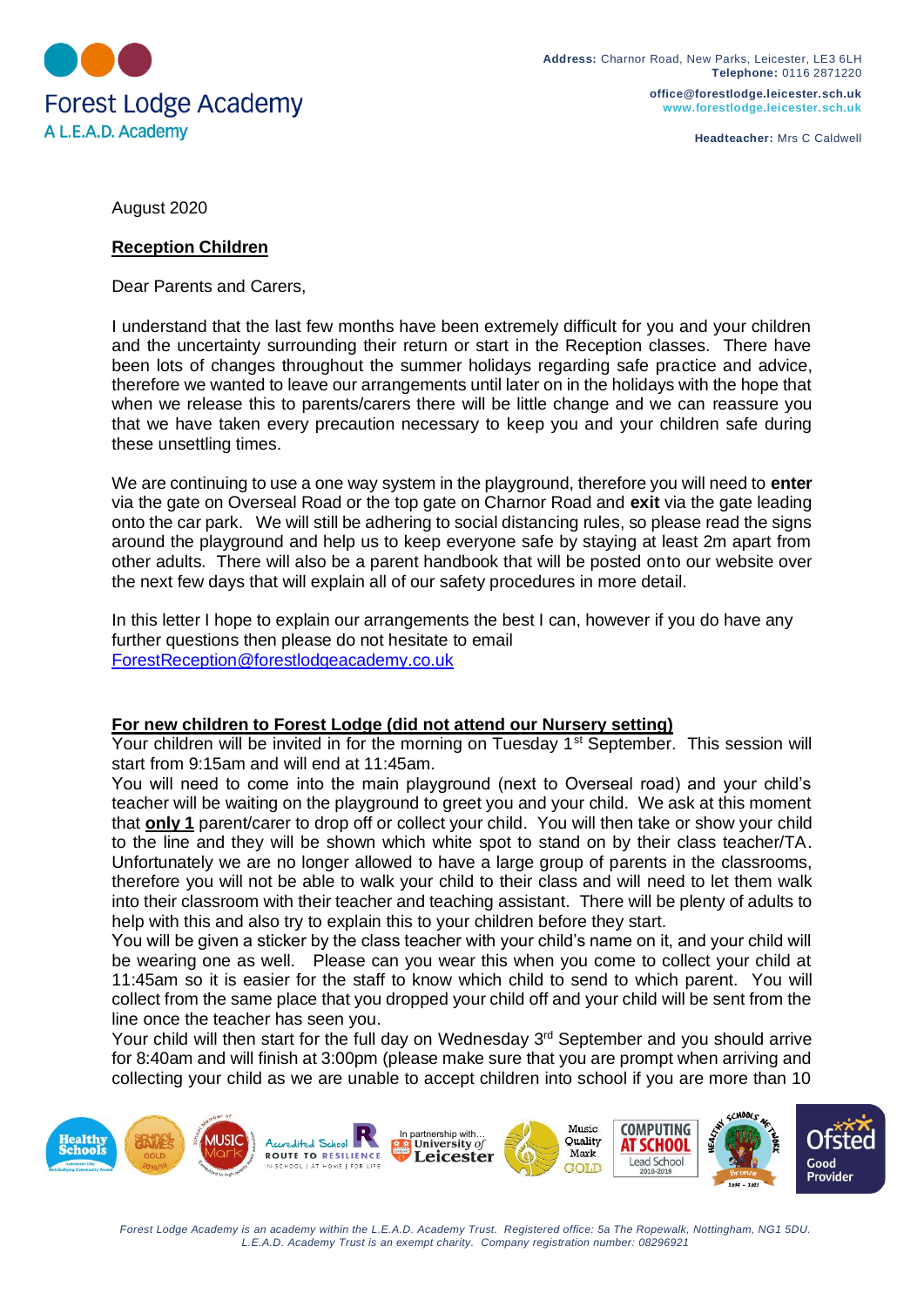Forest Lodge Academy
A L.E.A.D. Academy

**Address:** Charnor Road, New Parks, Leicester, LE3 6LH
**Telephone:** 0116 2871220

**office@forestlodge.leicester.sch.uk**
**www.forestlodge.leicester.sch.uk**

**Headteacher:** Mrs C Caldwell

August 2020

**Reception Children**

Dear Parents and Carers,

I understand that the last few months have been extremely difficult for you and your children and the uncertainty surrounding their return or start in the Reception classes. There have been lots of changes throughout the summer holidays regarding safe practice and advice, therefore we wanted to leave our arrangements until later on in the holidays with the hope that when we release this to parents/carers there will be little change and we can reassure you that we have taken every precaution necessary to keep you and your children safe during these unsettling times.

We are continuing to use a one way system in the playground, therefore you will need to **enter** via the gate on Overseal Road or the top gate on Charnor Road and **exit** via the gate leading onto the car park. We will still be adhering to social distancing rules, so please read the signs around the playground and help us to keep everyone safe by staying at least 2m apart from other adults. There will also be a parent handbook that will be posted onto our website over the next few days that will explain all of our safety procedures in more detail.

In this letter I hope to explain our arrangements the best I can, however if you do have any further questions then please do not hesitate to email
ForestReception@forestlodgeacademy.co.uk

**For new children to Forest Lodge (did not attend our Nursery setting)**

Your children will be invited in for the morning on Tuesday 1st September. This session will start from 9:15am and will end at 11:45am.

You will need to come into the main playground (next to Overseal road) and your child's teacher will be waiting on the playground to greet you and your child. We ask at this moment that **only 1** parent/carer to drop off or collect your child. You will then take or show your child to the line and they will be shown which white spot to stand on by their class teacher/TA. Unfortunately we are no longer allowed to have a large group of parents in the classrooms, therefore you will not be able to walk your child to their class and will need to let them walk into their classroom with their teacher and teaching assistant. There will be plenty of adults to help with this and also try to explain this to your children before they start.

You will be given a sticker by the class teacher with your child's name on it, and your child will be wearing one as well. Please can you wear this when you come to collect your child at 11:45am so it is easier for the staff to know which child to send to which parent. You will collect from the same place that you dropped your child off and your child will be sent from the line once the teacher has seen you.

Your child will then start for the full day on Wednesday 3rd September and you should arrive for 8:40am and will finish at 3:00pm (please make sure that you are prompt when arriving and collecting your child as we are unable to accept children into school if you are more than 10

*Forest Lodge Academy is an academy within the L.E.A.D. Academy Trust. Registered office: 5a The Ropewalk, Nottingham, NG1 5DU. L.E.A.D. Academy Trust is an exempt charity. Company registration number: 08296921*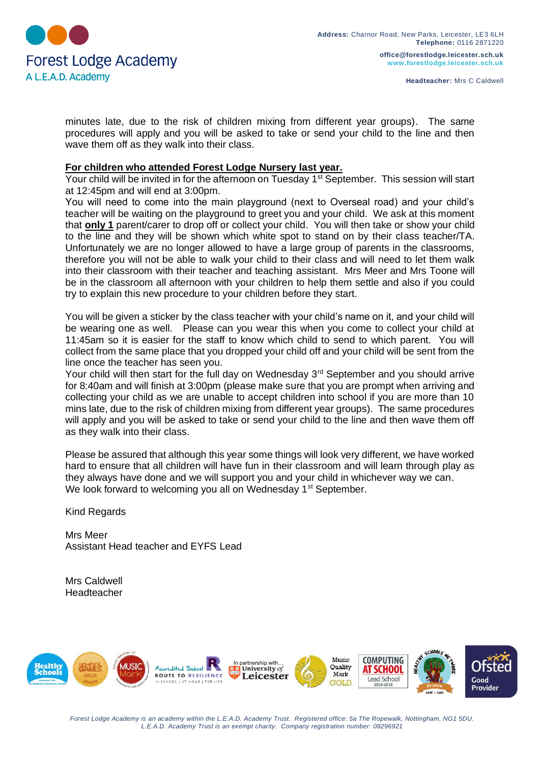minutes late, due to the risk of children mixing from different year groups). The same procedures will apply and you will be asked to take or send your child to the line and then wave them off as they walk into their class.

**For children who attended Forest Lodge Nursery last year.**

Your child will be invited in for the afternoon on Tuesday 1st September. This session will start at 12:45pm and will end at 3:00pm.

You will need to come into the main playground (next to Overseal road) and your child's teacher will be waiting on the playground to greet you and your child. We ask at this moment that **only 1** parent/carer to drop off or collect your child. You will then take or show your child to the line and they will be shown which white spot to stand on by their class teacher/TA. Unfortunately we are no longer allowed to have a large group of parents in the classrooms, therefore you will not be able to walk your child to their class and will need to let them walk into their classroom with their teacher and teaching assistant. Mrs Meer and Mrs Toone will be in the classroom all afternoon with your children to help them settle and also if you could try to explain this new procedure to your children before they start.

You will be given a sticker by the class teacher with your child's name on it, and your child will be wearing one as well. Please can you wear this when you come to collect your child at 11:45am so it is easier for the staff to know which child to send to which parent. You will collect from the same place that you dropped your child off and your child will be sent from the line once the teacher has seen you.

Your child will then start for the full day on Wednesday 3rd September and you should arrive for 8:40am and will finish at 3:00pm (please make sure that you are prompt when arriving and collecting your child as we are unable to accept children into school if you are more than 10 mins late, due to the risk of children mixing from different year groups). The same procedures will apply and you will be asked to take or send your child to the line and then wave them off as they walk into their class.

Please be assured that although this year some things will look very different, we have worked hard to ensure that all children will have fun in their classroom and will learn through play as they always have done and we will support you and your child in whichever way we can.
We look forward to welcoming you all on Wednesday 1st September.

Kind Regards

Mrs Meer
Assistant Head teacher and EYFS Lead

Mrs Caldwell
Headteacher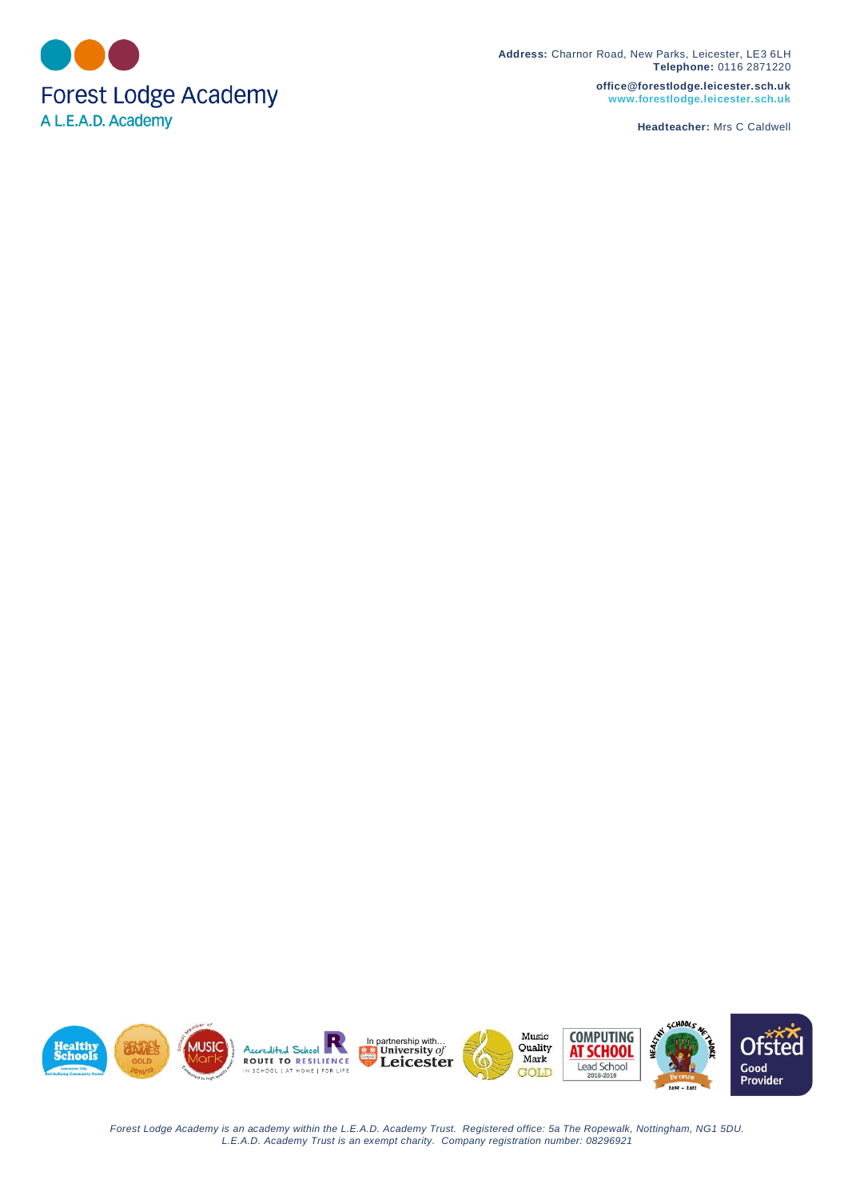Forest Lodge Academy

A L.E.A.D. Academy

**Address:** Charnor Road, New Parks, Leicester, LE3 6LH
**Telephone:** 0116 2871220

**office@forestlodge.leicester.sch.uk**
**www.forestlodge.leicester.sch.uk**

**Headteacher:** Mrs C Caldwell

*Forest Lodge Academy is an academy within the L.E.A.D. Academy Trust. Registered office: 5a The Ropewalk, Nottingham, NG1 5DU. L.E.A.D. Academy Trust is an exempt charity. Company registration number: 08296921*